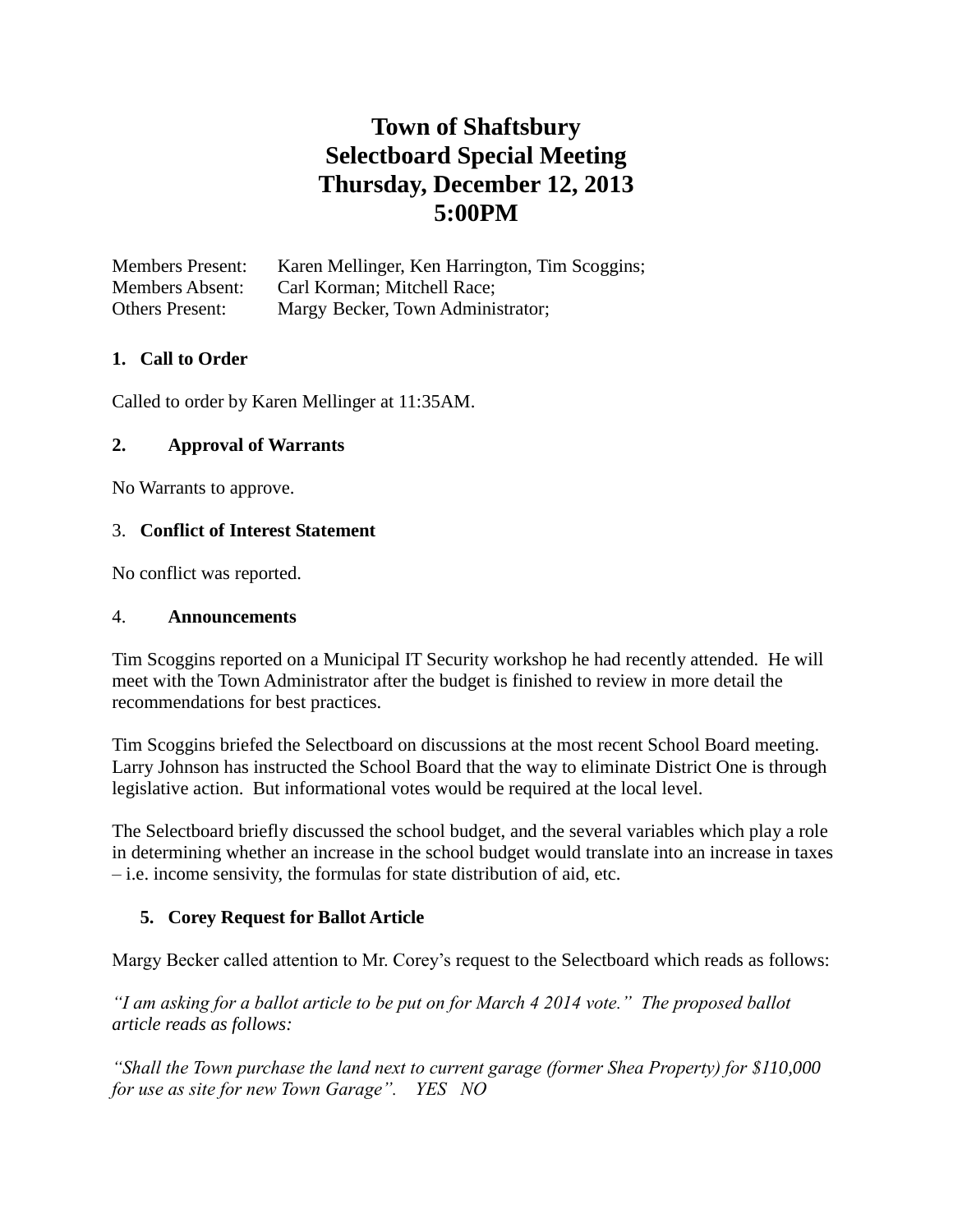# Town of Shaftsbury
# Selectboard Special Meeting
# Thursday, December 12, 2013
# 5:00PM

Members Present: Karen Mellinger, Ken Harrington, Tim Scoggins;
Members Absent: Carl Korman; Mitchell Race;
Others Present: Margy Becker, Town Administrator;

**1. Call to Order**

Called to order by Karen Mellinger at 11:35AM.

**2. Approval of Warrants**

No Warrants to approve.

3. **Conflict of Interest Statement**

No conflict was reported.

4. **Announcements**

Tim Scoggins reported on a Municipal IT Security workshop he had recently attended. He will meet with the Town Administrator after the budget is finished to review in more detail the recommendations for best practices.

Tim Scoggins briefed the Selectboard on discussions at the most recent School Board meeting. Larry Johnson has instructed the School Board that the way to eliminate District One is through legislative action. But informational votes would be required at the local level.

The Selectboard briefly discussed the school budget, and the several variables which play a role in determining whether an increase in the school budget would translate into an increase in taxes – i.e. income sensivity, the formulas for state distribution of aid, etc.

**5. Corey Request for Ballot Article**

Margy Becker called attention to Mr. Corey's request to the Selectboard which reads as follows:

*"I am asking for a ballot article to be put on for March 4 2014 vote." The proposed ballot article reads as follows:*

*"Shall the Town purchase the land next to current garage (former Shea Property) for $110,000 for use as site for new Town Garage". YES NO*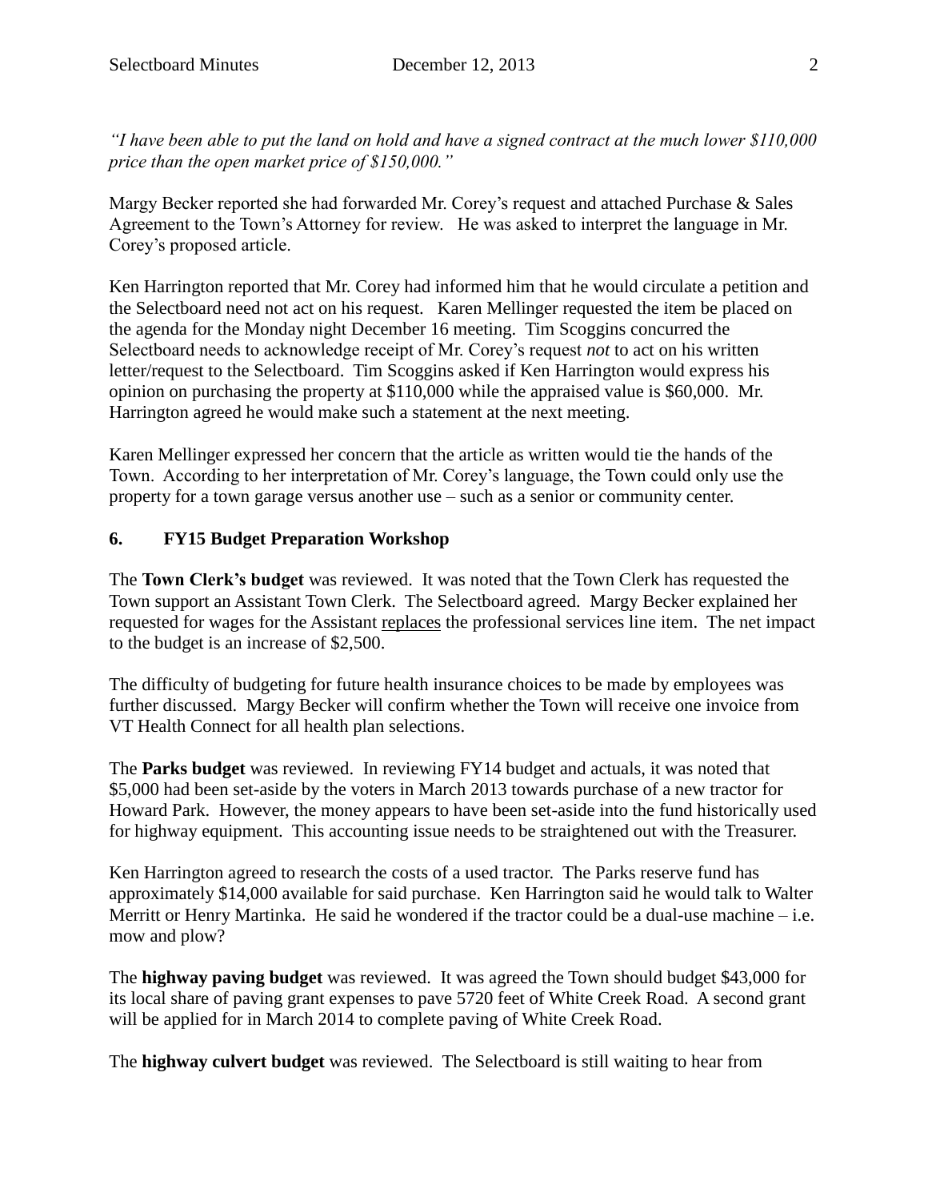*"I have been able to put the land on hold and have a signed contract at the much lower $110,000 price than the open market price of $150,000."*

Margy Becker reported she had forwarded Mr. Corey's request and attached Purchase & Sales Agreement to the Town's Attorney for review. He was asked to interpret the language in Mr. Corey's proposed article.

Ken Harrington reported that Mr. Corey had informed him that he would circulate a petition and the Selectboard need not act on his request. Karen Mellinger requested the item be placed on the agenda for the Monday night December 16 meeting. Tim Scoggins concurred the Selectboard needs to acknowledge receipt of Mr. Corey's request *not* to act on his written letter/request to the Selectboard. Tim Scoggins asked if Ken Harrington would express his opinion on purchasing the property at $110,000 while the appraised value is $60,000. Mr. Harrington agreed he would make such a statement at the next meeting.

Karen Mellinger expressed her concern that the article as written would tie the hands of the Town. According to her interpretation of Mr. Corey's language, the Town could only use the property for a town garage versus another use – such as a senior or community center.

**6. FY15 Budget Preparation Workshop**

The **Town Clerk's budget** was reviewed. It was noted that the Town Clerk has requested the Town support an Assistant Town Clerk. The Selectboard agreed. Margy Becker explained her requested for wages for the Assistant replaces the professional services line item. The net impact to the budget is an increase of $2,500.

The difficulty of budgeting for future health insurance choices to be made by employees was further discussed. Margy Becker will confirm whether the Town will receive one invoice from VT Health Connect for all health plan selections.

The **Parks budget** was reviewed. In reviewing FY14 budget and actuals, it was noted that $5,000 had been set-aside by the voters in March 2013 towards purchase of a new tractor for Howard Park. However, the money appears to have been set-aside into the fund historically used for highway equipment. This accounting issue needs to be straightened out with the Treasurer.

Ken Harrington agreed to research the costs of a used tractor. The Parks reserve fund has approximately $14,000 available for said purchase. Ken Harrington said he would talk to Walter Merritt or Henry Martinka. He said he wondered if the tractor could be a dual-use machine – i.e. mow and plow?

The **highway paving budget** was reviewed. It was agreed the Town should budget $43,000 for its local share of paving grant expenses to pave 5720 feet of White Creek Road. A second grant will be applied for in March 2014 to complete paving of White Creek Road.

The **highway culvert budget** was reviewed. The Selectboard is still waiting to hear from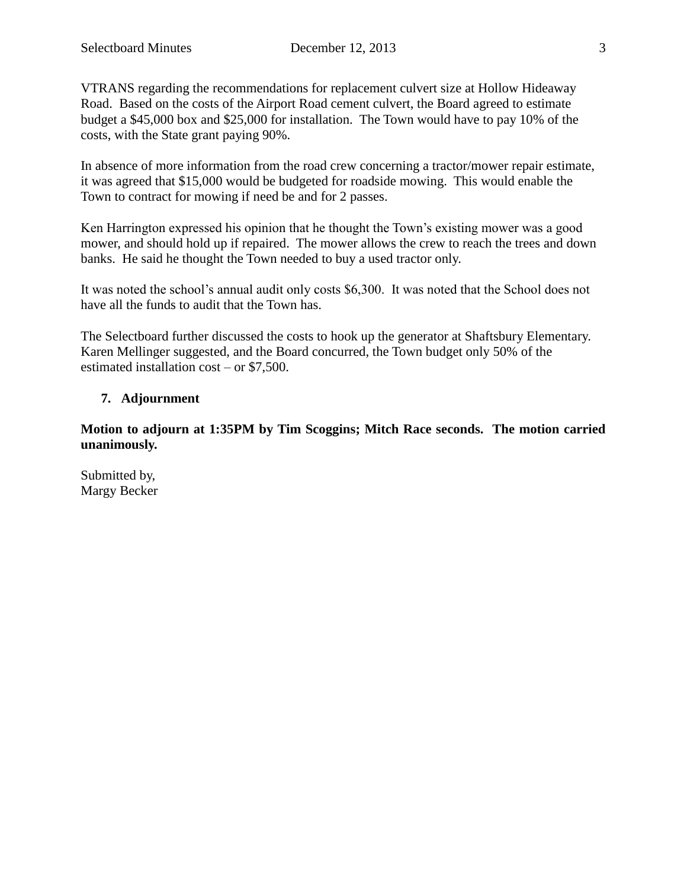VTRANS regarding the recommendations for replacement culvert size at Hollow Hideaway Road. Based on the costs of the Airport Road cement culvert, the Board agreed to estimate budget a $45,000 box and $25,000 for installation. The Town would have to pay 10% of the costs, with the State grant paying 90%.

In absence of more information from the road crew concerning a tractor/mower repair estimate, it was agreed that $15,000 would be budgeted for roadside mowing. This would enable the Town to contract for mowing if need be and for 2 passes.

Ken Harrington expressed his opinion that he thought the Town's existing mower was a good mower, and should hold up if repaired. The mower allows the crew to reach the trees and down banks. He said he thought the Town needed to buy a used tractor only.

It was noted the school's annual audit only costs $6,300. It was noted that the School does not have all the funds to audit that the Town has.

The Selectboard further discussed the costs to hook up the generator at Shaftsbury Elementary. Karen Mellinger suggested, and the Board concurred, the Town budget only 50% of the estimated installation cost – or $7,500.

## 7. Adjournment

**Motion to adjourn at 1:35PM by Tim Scoggins; Mitch Race seconds. The motion carried unanimously.**

Submitted by,
Margy Becker